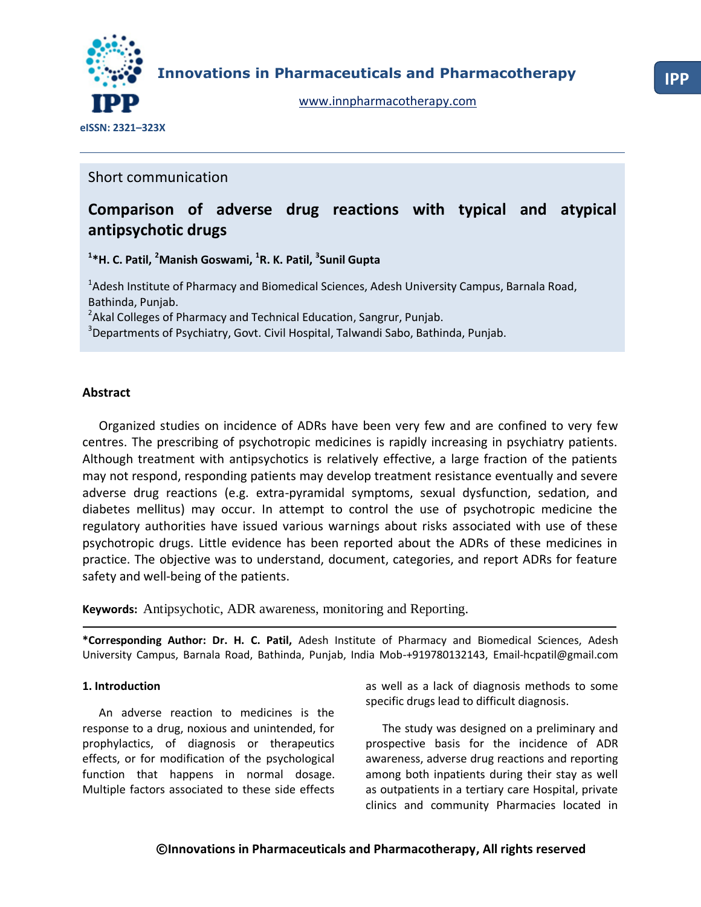Innovations in Pharmaceuticals and Pharmacotherapy

www.innpharmacotherapy.com

eISSN: 2321–323X

Short communication

# Comparison of adverse drug reactions with typical and atypical antipsychotic drugs

**[1]*H. C. Patil, [2]Manish Goswami, [1]R. K. Patil, [3]Sunil Gupta**

[1]Adesh Institute of Pharmacy and Biomedical Sciences, Adesh University Campus, Barnala Road, Bathinda, Punjab.
[2]Akal Colleges of Pharmacy and Technical Education, Sangrur, Punjab.
[3]Departments of Psychiatry, Govt. Civil Hospital, Talwandi Sabo, Bathinda, Punjab.

## Abstract

Organized studies on incidence of ADRs have been very few and are confined to very few centres. The prescribing of psychotropic medicines is rapidly increasing in psychiatry patients. Although treatment with antipsychotics is relatively effective, a large fraction of the patients may not respond, responding patients may develop treatment resistance eventually and severe adverse drug reactions (e.g. extra-pyramidal symptoms, sexual dysfunction, sedation, and diabetes mellitus) may occur. In attempt to control the use of psychotropic medicine the regulatory authorities have issued various warnings about risks associated with use of these psychotropic drugs. Little evidence has been reported about the ADRs of these medicines in practice. The objective was to understand, document, categories, and report ADRs for feature safety and well-being of the patients.

**Keywords:** Antipsychotic, ADR awareness, monitoring and Reporting.

**\*Corresponding Author: Dr. H. C. Patil,** Adesh Institute of Pharmacy and Biomedical Sciences, Adesh University Campus, Barnala Road, Bathinda, Punjab, India Mob-+919780132143, Email-hcpatil@gmail.com

## 1. Introduction

An adverse reaction to medicines is the response to a drug, noxious and unintended, for prophylactics, of diagnosis or therapeutics effects, or for modification of the psychological function that happens in normal dosage. Multiple factors associated to these side effects as well as a lack of diagnosis methods to some specific drugs lead to difficult diagnosis.

The study was designed on a preliminary and prospective basis for the incidence of ADR awareness, adverse drug reactions and reporting among both inpatients during their stay as well as outpatients in a tertiary care Hospital, private clinics and community Pharmacies located in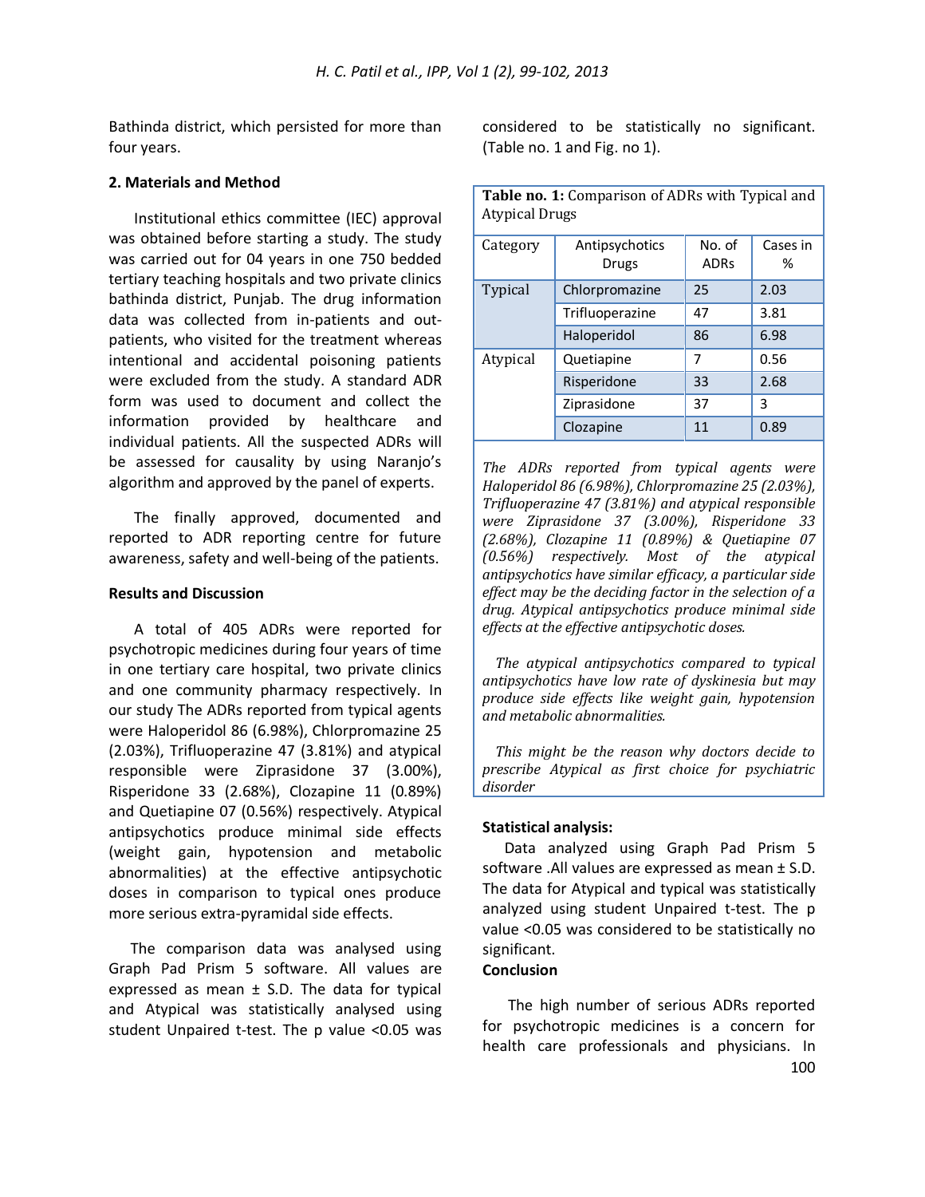Bathinda district, which persisted for more than four years.

## 2. Materials and Method

Institutional ethics committee (IEC) approval was obtained before starting a study. The study was carried out for 04 years in one 750 bedded tertiary teaching hospitals and two private clinics bathinda district, Punjab. The drug information data was collected from in-patients and out-patients, who visited for the treatment whereas intentional and accidental poisoning patients were excluded from the study. A standard ADR form was used to document and collect the information provided by healthcare and individual patients. All the suspected ADRs will be assessed for causality by using Naranjo's algorithm and approved by the panel of experts.

The finally approved, documented and reported to ADR reporting centre for future awareness, safety and well-being of the patients.

## Results and Discussion

A total of 405 ADRs were reported for psychotropic medicines during four years of time in one tertiary care hospital, two private clinics and one community pharmacy respectively. In our study The ADRs reported from typical agents were Haloperidol 86 (6.98%), Chlorpromazine 25 (2.03%), Trifluoperazine 47 (3.81%) and atypical responsible were Ziprasidone 37 (3.00%), Risperidone 33 (2.68%), Clozapine 11 (0.89%) and Quetiapine 07 (0.56%) respectively. Atypical antipsychotics produce minimal side effects (weight gain, hypotension and metabolic abnormalities) at the effective antipsychotic doses in comparison to typical ones produce more serious extra-pyramidal side effects.

The comparison data was analysed using Graph Pad Prism 5 software. All values are expressed as mean ± S.D. The data for typical and Atypical was statistically analysed using student Unpaired t-test. The p value <0.05 was considered to be statistically no significant. (Table no. 1 and Fig. no 1).

**Table no. 1:** Comparison of ADRs with Typical and Atypical Drugs

| Category | Antipsychotics Drugs | No. of ADRs | Cases in % |
|---|---|---|---|
| Typical | Chlorpromazine | 25 | 2.03 |
| | Trifluoperazine | 47 | 3.81 |
| | Haloperidol | 86 | 6.98 |
| Atypical | Quetiapine | 7 | 0.56 |
| | Risperidone | 33 | 2.68 |
| | Ziprasidone | 37 | 3 |
| | Clozapine | 11 | 0.89 |

*The ADRs reported from typical agents were Haloperidol 86 (6.98%), Chlorpromazine 25 (2.03%), Trifluoperazine 47 (3.81%) and atypical responsible were Ziprasidone 37 (3.00%), Risperidone 33 (2.68%), Clozapine 11 (0.89%) & Quetiapine 07 (0.56%) respectively. Most of the atypical antipsychotics have similar efficacy, a particular side effect may be the deciding factor in the selection of a drug. Atypical antipsychotics produce minimal side effects at the effective antipsychotic doses.*

*The atypical antipsychotics compared to typical antipsychotics have low rate of dyskinesia but may produce side effects like weight gain, hypotension and metabolic abnormalities.*

*This might be the reason why doctors decide to prescribe Atypical as first choice for psychiatric disorder*

**Statistical analysis:**

Data analyzed using Graph Pad Prism 5 software .All values are expressed as mean ± S.D. The data for Atypical and typical was statistically analyzed using student Unpaired t-test. The p value <0.05 was considered to be statistically no significant.

**Conclusion**

The high number of serious ADRs reported for psychotropic medicines is a concern for health care professionals and physicians. In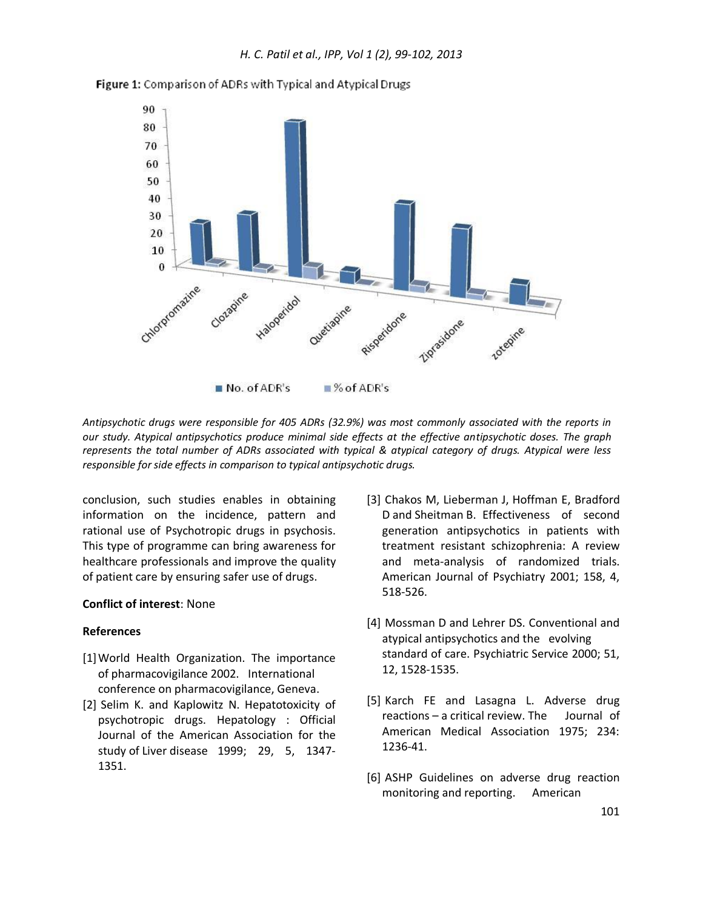**Figure 1:** Comparison of ADRs with Typical and Atypical Drugs

*Antipsychotic drugs were responsible for 405 ADRs (32.9%) was most commonly associated with the reports in our study. Atypical antipsychotics produce minimal side effects at the effective antipsychotic doses. The graph represents the total number of ADRs associated with typical & atypical category of drugs. Atypical were less responsible for side effects in comparison to typical antipsychotic drugs.*

conclusion, such studies enables in obtaining information on the incidence, pattern and rational use of Psychotropic drugs in psychosis. This type of programme can bring awareness for healthcare professionals and improve the quality of patient care by ensuring safer use of drugs.

**Conflict of interest**: None

**References**

[1] World Health Organization. The importance of pharmacovigilance 2002. International conference on pharmacovigilance, Geneva.

[2] Selim K. and Kaplowitz N. Hepatotoxicity of psychotropic drugs. Hepatology : Official Journal of the American Association for the study of Liver disease 1999; 29, 5, 1347-1351.

[3] Chakos M, Lieberman J, Hoffman E, Bradford D and Sheitman B. Effectiveness of second generation antipsychotics in patients with treatment resistant schizophrenia: A review and meta-analysis of randomized trials. American Journal of Psychiatry 2001; 158, 4, 518-526.

[4] Mossman D and Lehrer DS. Conventional and atypical antipsychotics and the evolving standard of care. Psychiatric Service 2000; 51, 12, 1528-1535.

[5] Karch FE and Lasagna L. Adverse drug reactions – a critical review. The Journal of American Medical Association 1975; 234: 1236-41.

[6] ASHP Guidelines on adverse drug reaction monitoring and reporting. American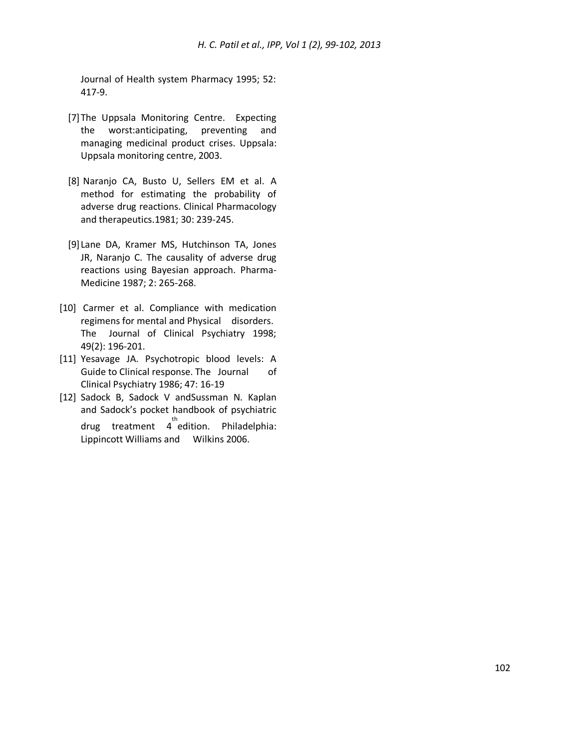Journal of Health system Pharmacy 1995; 52: 417-9.

[7] The Uppsala Monitoring Centre. Expecting the worst:anticipating, preventing and managing medicinal product crises. Uppsala: Uppsala monitoring centre, 2003.

[8] Naranjo CA, Busto U, Sellers EM et al. A method for estimating the probability of adverse drug reactions. Clinical Pharmacology and therapeutics.1981; 30: 239-245.

[9] Lane DA, Kramer MS, Hutchinson TA, Jones JR, Naranjo C. The causality of adverse drug reactions using Bayesian approach. Pharma-Medicine 1987; 2: 265-268.

[10] Carmer et al. Compliance with medication regimens for mental and Physical disorders. The Journal of Clinical Psychiatry 1998; 49(2): 196-201.

[11] Yesavage JA. Psychotropic blood levels: A Guide to Clinical response. The Journal of Clinical Psychiatry 1986; 47: 16-19

[12] Sadock B, Sadock V andSussman N. Kaplan and Sadock's pocket handbook of psychiatric drug treatment 4th edition. Philadelphia: Lippincott Williams and Wilkins 2006.